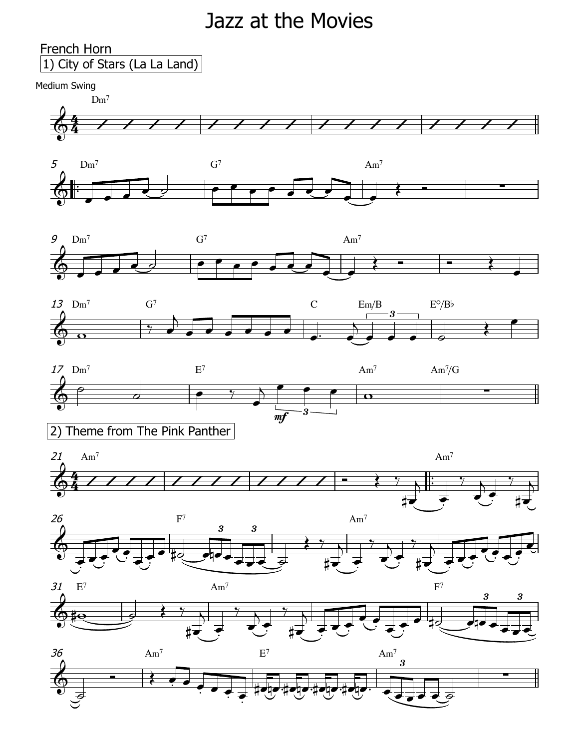# Jazz at the Movies

French Horn

1) City of Stars (La La Land)

Medium Swing

2) Theme from The Pink Panther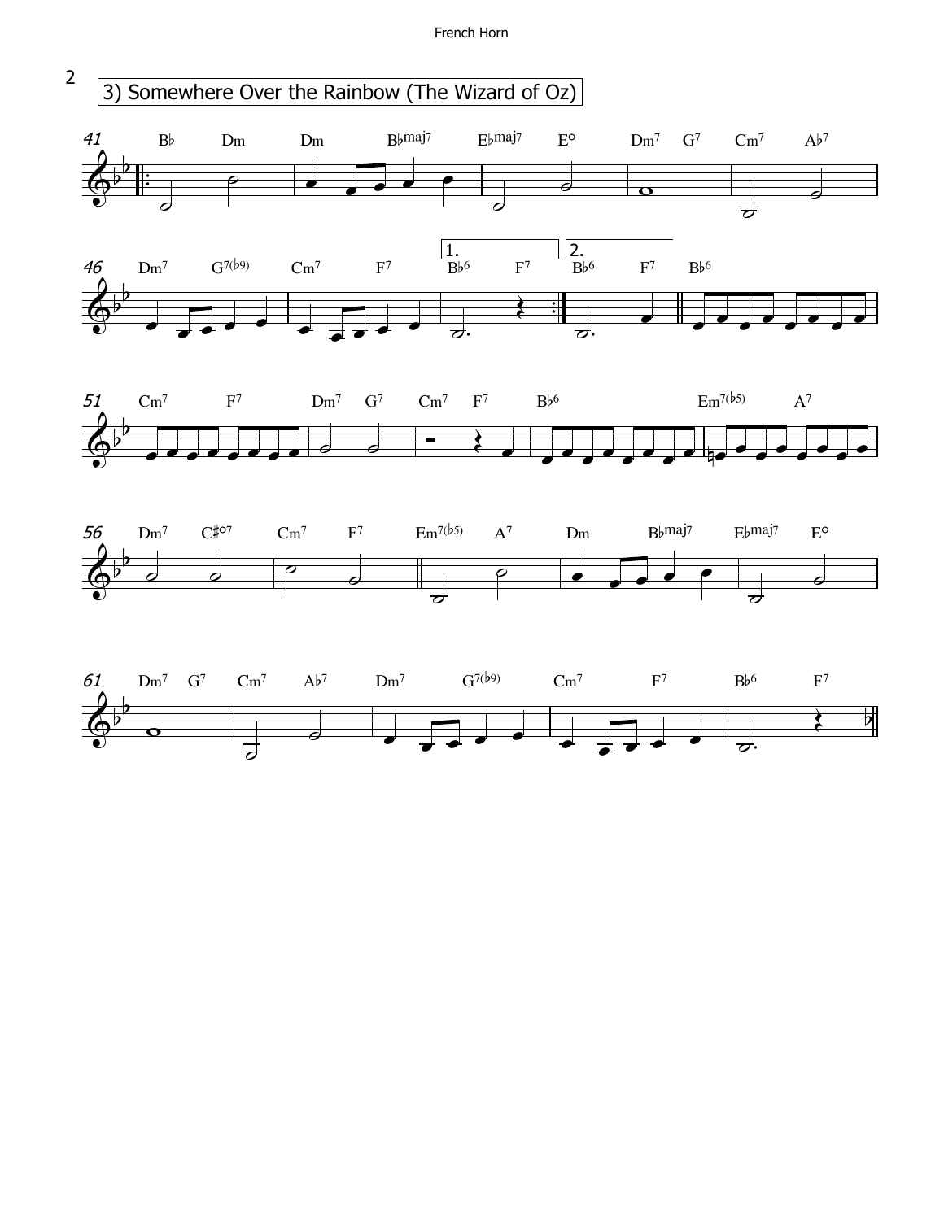# 3) Somewhere Over the Rainbow (The Wizard of Oz)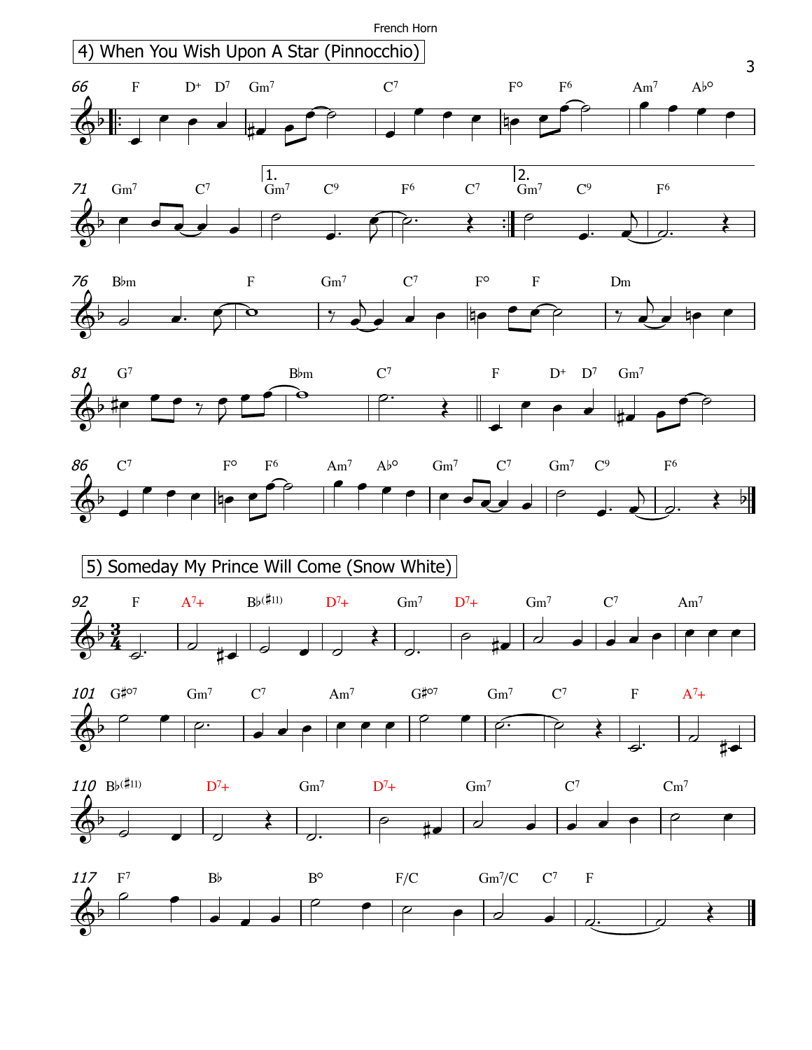## 4) When You Wish Upon A Star (Pinnocchio)

## 5) Someday My Prince Will Come (Snow White)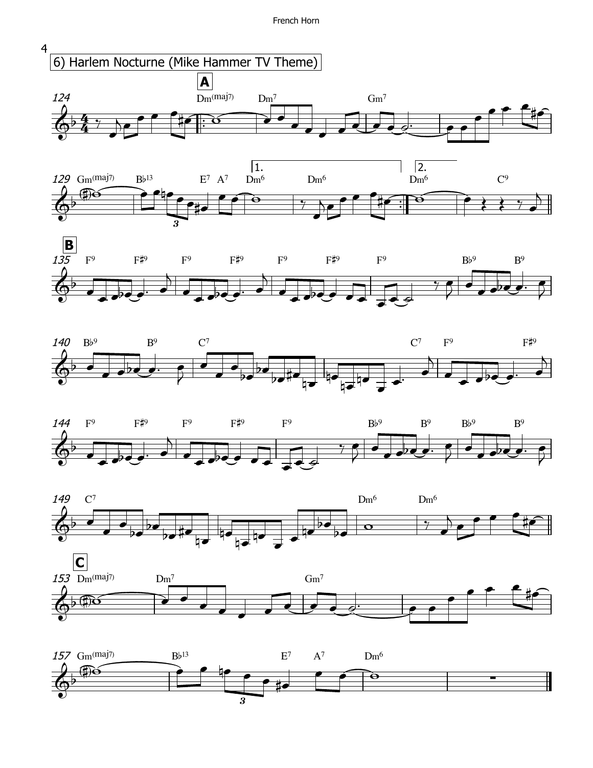# 6) Harlem Nocturne (Mike Hammer TV Theme)